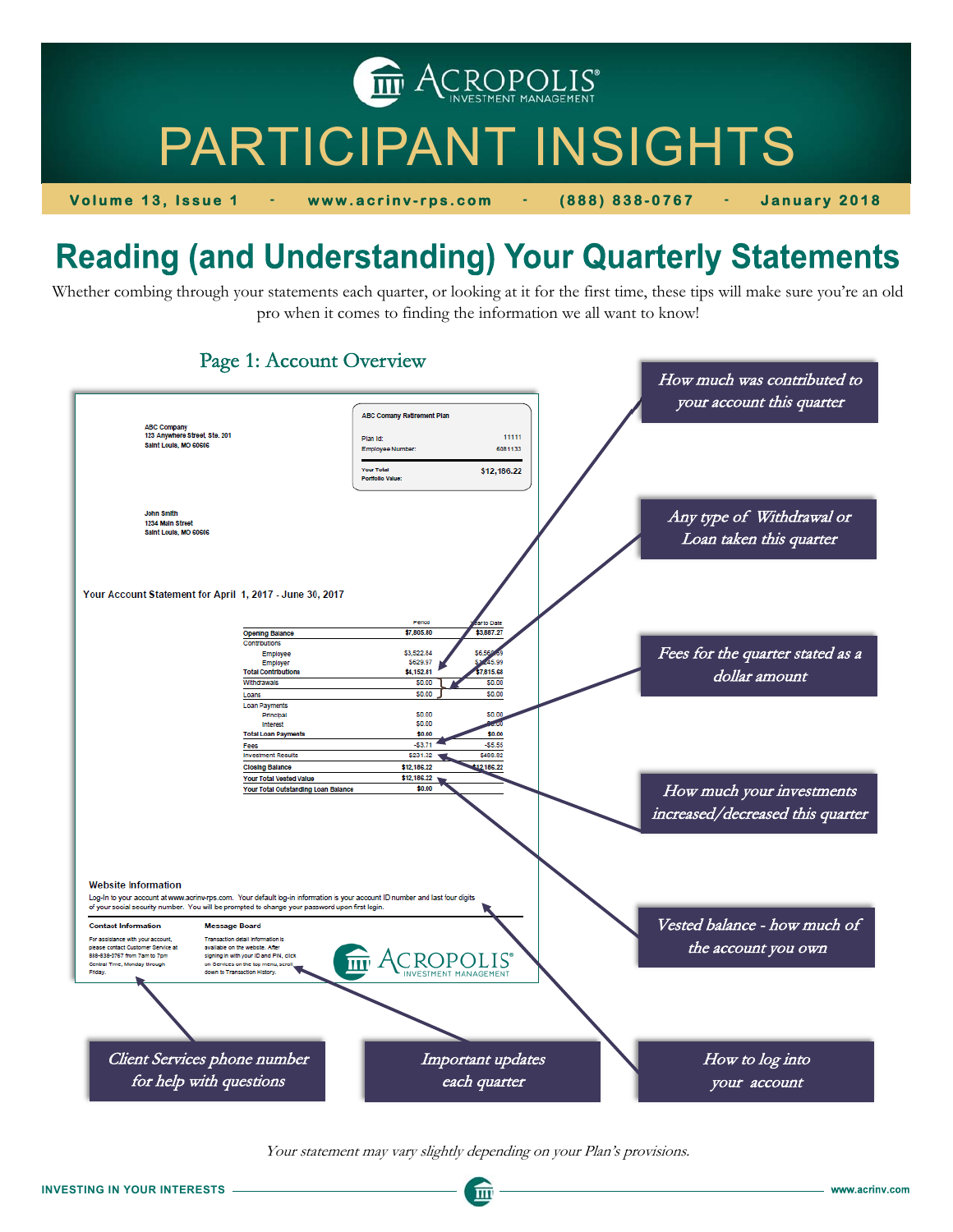ACROPOLIS® INVESTMENT MANAGEMENT

# PARTICIPANT INSIGHTS

**Volume 13, Issue 1 - www.acrinv-rps.com - (888) 838-0767 - January 2018**

## Reading (and Understanding) Your Quarterly Statements

Whether combing through your statements each quarter, or looking at it for the first time, these tips will make sure you're an old pro when it comes to finding the information we all want to know!

### Page 1: Account Overview

ABC Company
123 Anywhere Street, Ste. 201
Saint Louis, MO 60606

**ABC Comany Retirement Plan**

| | |
|---|---|
| Plan Id: | 11111 |
| Employee Number: | 6081133 |
| Your Total Portfolio Value: | $12,186.22 |

John Smith
1234 Main Street
Saint Louis, MO 60606

Your Account Statement for April 1, 2017 - June 30, 2017

| | Period | Year to Date |
|---|---|---|
| Opening Balance | $7,805.60 | $3,887.27 |
| Contributions | | |
| Employee | $3,522.84 | $6,560.69 |
| Employer | $629.97 | $1,245.99 |
| Total Contributions | $4,152.81 | $7,815.68 |
| Withdrawals | $0.00 | $0.00 |
| Loans | $0.00 | $0.00 |
| Loan Payments | | |
| Principal | $0.00 | $0.00 |
| Interest | $0.00 | $0.00 |
| Total Loan Payments | $0.00 | $0.00 |
| Fees | -$3.71 | -$5.55 |
| Investment Results | $231.32 | $488.82 |
| Closing Balance | $12,186.22 | $12,186.22 |
| Your Total Vested Value | $12,186.22 | |
| Your Total Outstanding Loan Balance | $0.00 | |

**Website Information**
Log-In to your account at www.acrinv-rps.com. Your default log-in information is your account ID number and last four digits of your social security number. You will be prompted to change your password upon first login.

**Contact Information**
For assistance with your account, please contact Customer Service at 888-838-0767 from 7am to 7pm Central Time, Monday through Friday.

**Message Board**
Transaction detail information is available on the website. After signing in with your ID and PIN, click on Services on the top menu, scroll down to Transaction History.

*How much was contributed to your account this quarter*

*Any type of Withdrawal or Loan taken this quarter*

*Fees for the quarter stated as a dollar amount*

*How much your investments increased/decreased this quarter*

*Vested balance - how much of the account you own*

*Client Services phone number for help with questions*

*Important updates each quarter*

*How to log into your account*

*Your statement may vary slightly depending on your Plan's provisions.*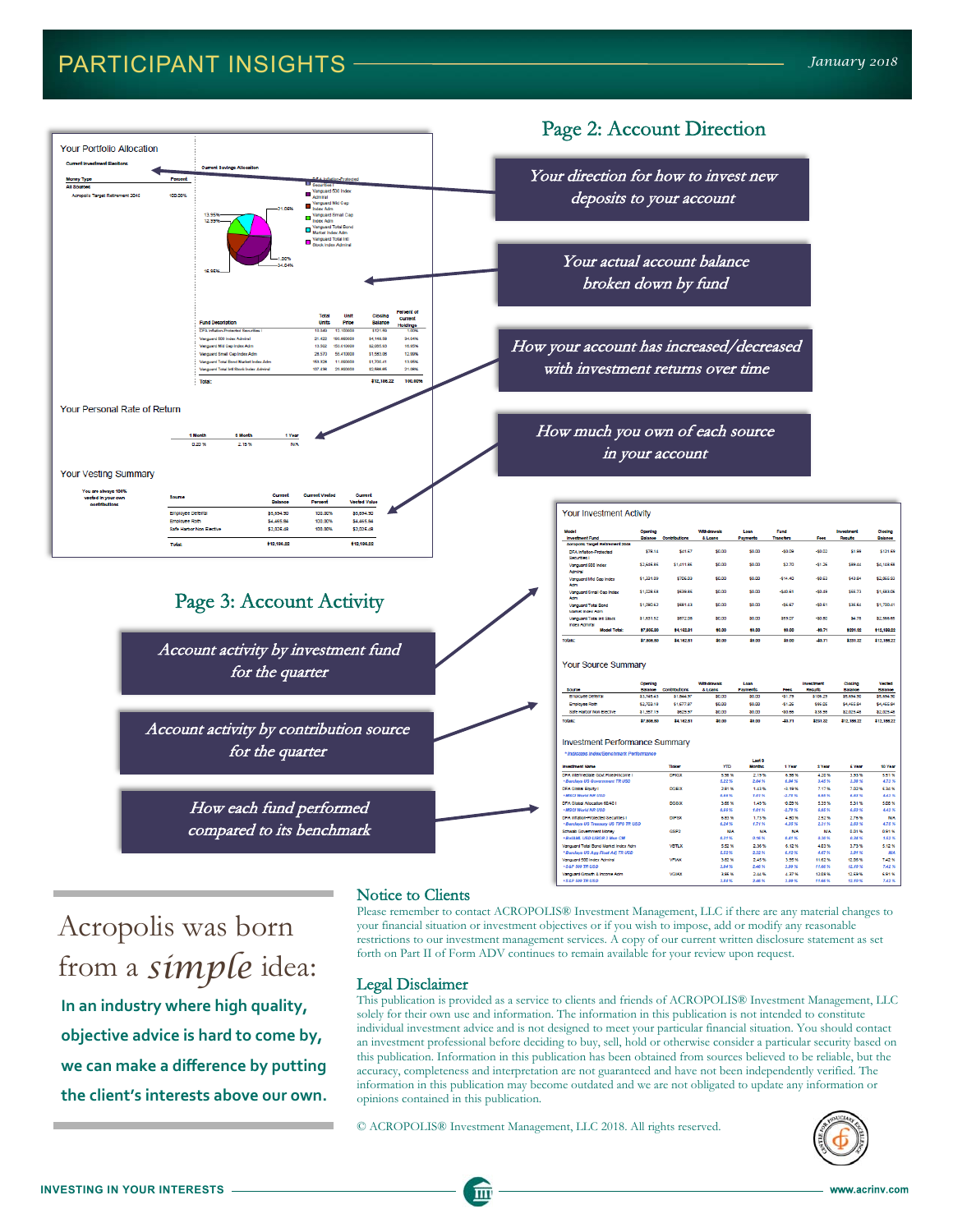# PARTICIPANT INSIGHTS

*January 2018*

## Page 2: Account Direction

*Your direction for how to invest new deposits to your account*

*Your actual account balance broken down by fund*

*How your account has increased/decreased with investment returns over time*

*How much you own of each source in your account*

## Page 3: Account Activity

*Account activity by investment fund for the quarter*

*Account activity by contribution source for the quarter*

*How each fund performed compared to its benchmark*

Acropolis was born from a *simple* idea:

**In an industry where high quality, objective advice is hard to come by, we can make a difference by putting the client's interests above our own.**

## Notice to Clients

Please remember to contact ACROPOLIS® Investment Management, LLC if there are any material changes to your financial situation or investment objectives or if you wish to impose, add or modify any reasonable restrictions to our investment management services. A copy of our current written disclosure statement as set forth on Part II of Form ADV continues to remain available for your review upon request.

## Legal Disclaimer

This publication is provided as a service to clients and friends of ACROPOLIS® Investment Management, LLC solely for their own use and information. The information in this publication is not intended to constitute individual investment advice and is not designed to meet your particular financial situation. You should contact an investment professional before deciding to buy, sell, hold or otherwise consider a particular security based on this publication. Information in this publication has been obtained from sources believed to be reliable, but the accuracy, completeness and interpretation are not guaranteed and have not been independently verified. The information in this publication may become outdated and we are not obligated to update any information or opinions contained in this publication.

© ACROPOLIS® Investment Management, LLC 2018. All rights reserved.

INVESTING IN YOUR INTERESTS

www.acrinv.com